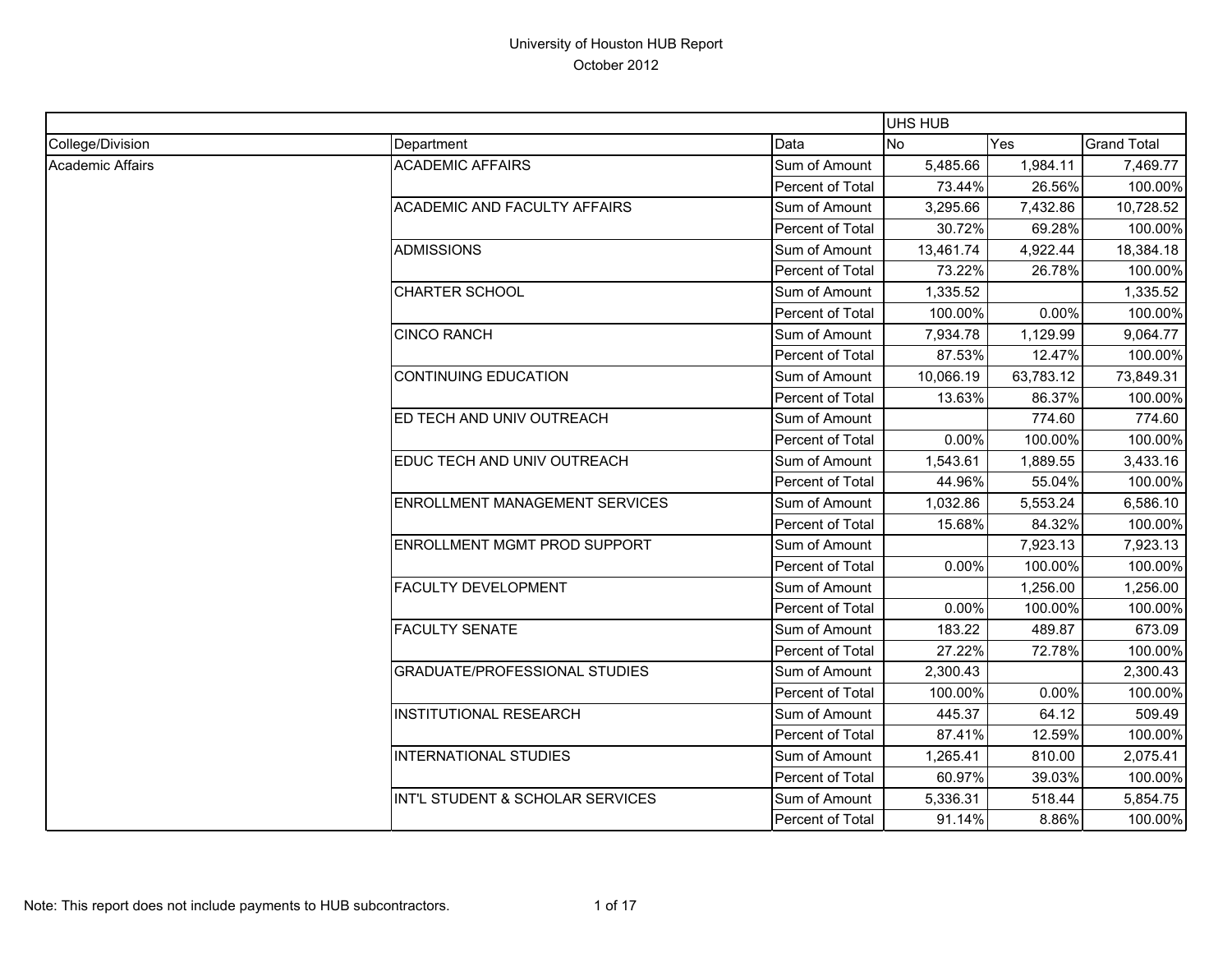# University of Houston HUB Report

October 2012

| College/Division | Department | Data | UHS HUB No | UHS HUB Yes | Grand Total |
|---|---|---|---|---|---|
| Academic Affairs | ACADEMIC AFFAIRS | Sum of Amount | 5,485.66 | 1,984.11 | 7,469.77 |
| | | Percent of Total | 73.44% | 26.56% | 100.00% |
| | ACADEMIC AND FACULTY AFFAIRS | Sum of Amount | 3,295.66 | 7,432.86 | 10,728.52 |
| | | Percent of Total | 30.72% | 69.28% | 100.00% |
| | ADMISSIONS | Sum of Amount | 13,461.74 | 4,922.44 | 18,384.18 |
| | | Percent of Total | 73.22% | 26.78% | 100.00% |
| | CHARTER SCHOOL | Sum of Amount | 1,335.52 | | 1,335.52 |
| | | Percent of Total | 100.00% | 0.00% | 100.00% |
| | CINCO RANCH | Sum of Amount | 7,934.78 | 1,129.99 | 9,064.77 |
| | | Percent of Total | 87.53% | 12.47% | 100.00% |
| | CONTINUING EDUCATION | Sum of Amount | 10,066.19 | 63,783.12 | 73,849.31 |
| | | Percent of Total | 13.63% | 86.37% | 100.00% |
| | ED TECH AND UNIV OUTREACH | Sum of Amount | | 774.60 | 774.60 |
| | | Percent of Total | 0.00% | 100.00% | 100.00% |
| | EDUC TECH AND UNIV OUTREACH | Sum of Amount | 1,543.61 | 1,889.55 | 3,433.16 |
| | | Percent of Total | 44.96% | 55.04% | 100.00% |
| | ENROLLMENT MANAGEMENT SERVICES | Sum of Amount | 1,032.86 | 5,553.24 | 6,586.10 |
| | | Percent of Total | 15.68% | 84.32% | 100.00% |
| | ENROLLMENT MGMT PROD SUPPORT | Sum of Amount | | 7,923.13 | 7,923.13 |
| | | Percent of Total | 0.00% | 100.00% | 100.00% |
| | FACULTY DEVELOPMENT | Sum of Amount | | 1,256.00 | 1,256.00 |
| | | Percent of Total | 0.00% | 100.00% | 100.00% |
| | FACULTY SENATE | Sum of Amount | 183.22 | 489.87 | 673.09 |
| | | Percent of Total | 27.22% | 72.78% | 100.00% |
| | GRADUATE/PROFESSIONAL STUDIES | Sum of Amount | 2,300.43 | | 2,300.43 |
| | | Percent of Total | 100.00% | 0.00% | 100.00% |
| | INSTITUTIONAL RESEARCH | Sum of Amount | 445.37 | 64.12 | 509.49 |
| | | Percent of Total | 87.41% | 12.59% | 100.00% |
| | INTERNATIONAL STUDIES | Sum of Amount | 1,265.41 | 810.00 | 2,075.41 |
| | | Percent of Total | 60.97% | 39.03% | 100.00% |
| | INT'L STUDENT & SCHOLAR SERVICES | Sum of Amount | 5,336.31 | 518.44 | 5,854.75 |
| | | Percent of Total | 91.14% | 8.86% | 100.00% |

Note: This report does not include payments to HUB subcontractors.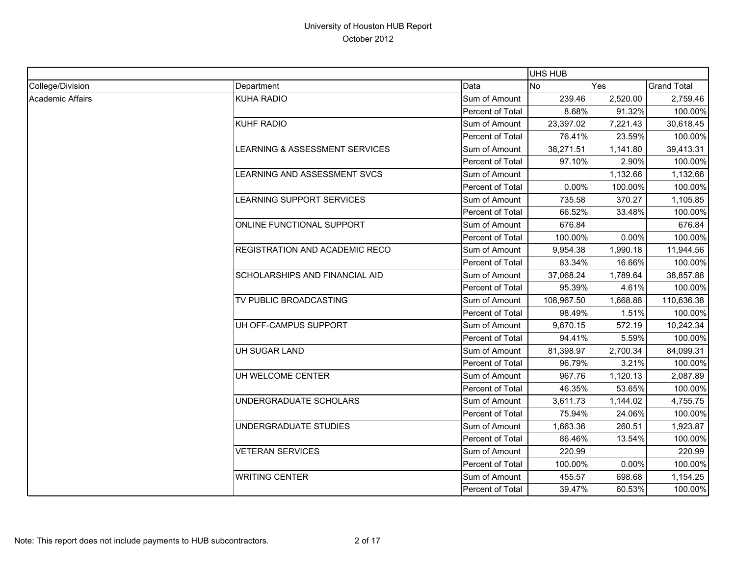University of Houston HUB Report

October 2012

| | | | UHS HUB | | |
|---|---|---|---|---|---|
| College/Division | Department | Data | No | Yes | Grand Total |
| Academic Affairs | KUHA RADIO | Sum of Amount | 239.46 | 2,520.00 | 2,759.46 |
| | | Percent of Total | 8.68% | 91.32% | 100.00% |
| | KUHF RADIO | Sum of Amount | 23,397.02 | 7,221.43 | 30,618.45 |
| | | Percent of Total | 76.41% | 23.59% | 100.00% |
| | LEARNING & ASSESSMENT SERVICES | Sum of Amount | 38,271.51 | 1,141.80 | 39,413.31 |
| | | Percent of Total | 97.10% | 2.90% | 100.00% |
| | LEARNING AND ASSESSMENT SVCS | Sum of Amount | | 1,132.66 | 1,132.66 |
| | | Percent of Total | 0.00% | 100.00% | 100.00% |
| | LEARNING SUPPORT SERVICES | Sum of Amount | 735.58 | 370.27 | 1,105.85 |
| | | Percent of Total | 66.52% | 33.48% | 100.00% |
| | ONLINE FUNCTIONAL SUPPORT | Sum of Amount | 676.84 | | 676.84 |
| | | Percent of Total | 100.00% | 0.00% | 100.00% |
| | REGISTRATION AND ACADEMIC RECO | Sum of Amount | 9,954.38 | 1,990.18 | 11,944.56 |
| | | Percent of Total | 83.34% | 16.66% | 100.00% |
| | SCHOLARSHIPS AND FINANCIAL AID | Sum of Amount | 37,068.24 | 1,789.64 | 38,857.88 |
| | | Percent of Total | 95.39% | 4.61% | 100.00% |
| | TV PUBLIC BROADCASTING | Sum of Amount | 108,967.50 | 1,668.88 | 110,636.38 |
| | | Percent of Total | 98.49% | 1.51% | 100.00% |
| | UH OFF-CAMPUS SUPPORT | Sum of Amount | 9,670.15 | 572.19 | 10,242.34 |
| | | Percent of Total | 94.41% | 5.59% | 100.00% |
| | UH SUGAR LAND | Sum of Amount | 81,398.97 | 2,700.34 | 84,099.31 |
| | | Percent of Total | 96.79% | 3.21% | 100.00% |
| | UH WELCOME CENTER | Sum of Amount | 967.76 | 1,120.13 | 2,087.89 |
| | | Percent of Total | 46.35% | 53.65% | 100.00% |
| | UNDERGRADUATE SCHOLARS | Sum of Amount | 3,611.73 | 1,144.02 | 4,755.75 |
| | | Percent of Total | 75.94% | 24.06% | 100.00% |
| | UNDERGRADUATE STUDIES | Sum of Amount | 1,663.36 | 260.51 | 1,923.87 |
| | | Percent of Total | 86.46% | 13.54% | 100.00% |
| | VETERAN SERVICES | Sum of Amount | 220.99 | | 220.99 |
| | | Percent of Total | 100.00% | 0.00% | 100.00% |
| | WRITING CENTER | Sum of Amount | 455.57 | 698.68 | 1,154.25 |
| | | Percent of Total | 39.47% | 60.53% | 100.00% |

Note: This report does not include payments to HUB subcontractors.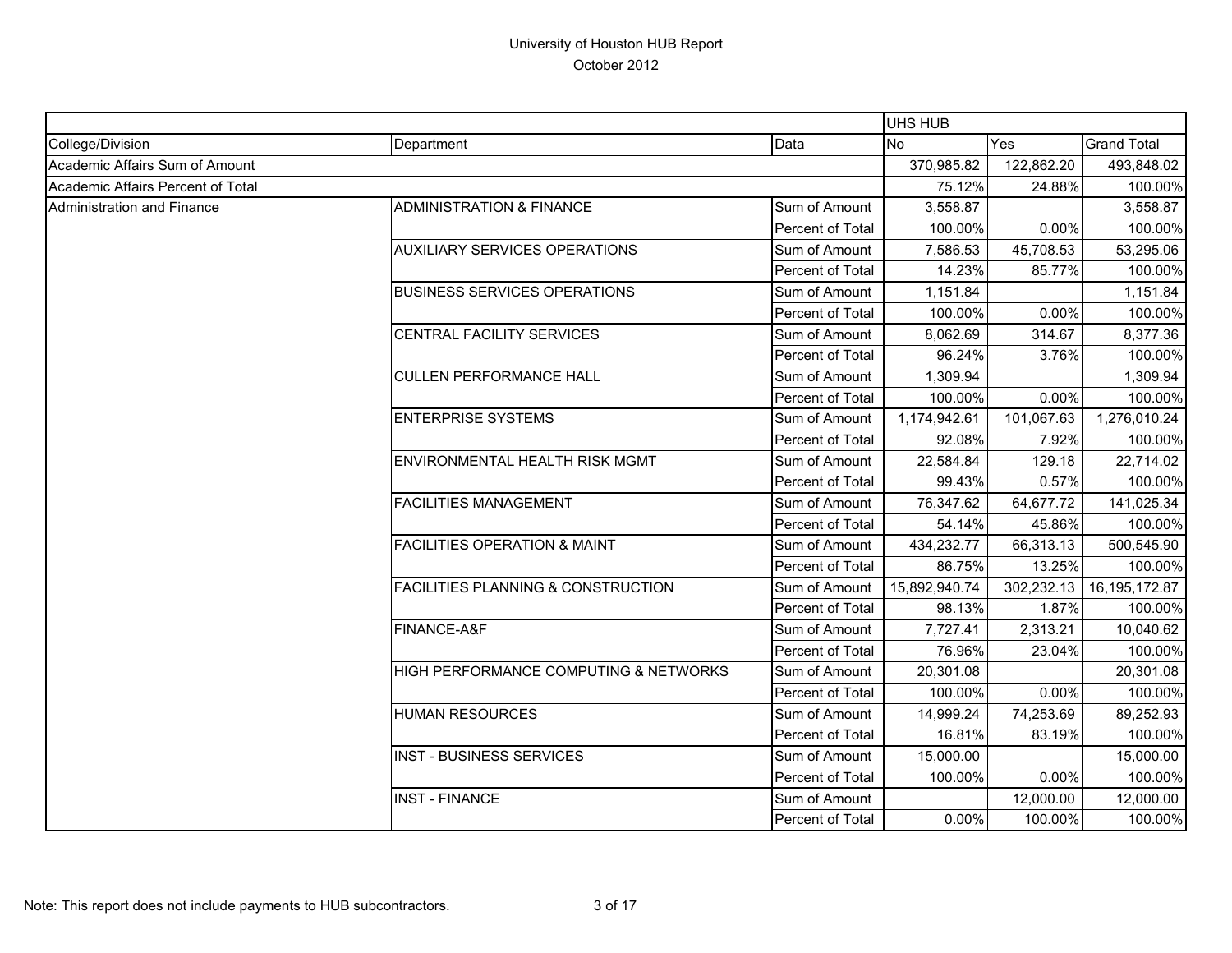# University of Houston HUB Report
October 2012

| | | | UHS HUB | | |
|---|---|---|---|---|---|
| College/Division | Department | Data | No | Yes | Grand Total |
| Academic Affairs Sum of Amount | | | 370,985.82 | 122,862.20 | 493,848.02 |
| Academic Affairs Percent of Total | | | 75.12% | 24.88% | 100.00% |
| Administration and Finance | ADMINISTRATION & FINANCE | Sum of Amount | 3,558.87 | | 3,558.87 |
| | | Percent of Total | 100.00% | 0.00% | 100.00% |
| | AUXILIARY SERVICES OPERATIONS | Sum of Amount | 7,586.53 | 45,708.53 | 53,295.06 |
| | | Percent of Total | 14.23% | 85.77% | 100.00% |
| | BUSINESS SERVICES OPERATIONS | Sum of Amount | 1,151.84 | | 1,151.84 |
| | | Percent of Total | 100.00% | 0.00% | 100.00% |
| | CENTRAL FACILITY SERVICES | Sum of Amount | 8,062.69 | 314.67 | 8,377.36 |
| | | Percent of Total | 96.24% | 3.76% | 100.00% |
| | CULLEN PERFORMANCE HALL | Sum of Amount | 1,309.94 | | 1,309.94 |
| | | Percent of Total | 100.00% | 0.00% | 100.00% |
| | ENTERPRISE SYSTEMS | Sum of Amount | 1,174,942.61 | 101,067.63 | 1,276,010.24 |
| | | Percent of Total | 92.08% | 7.92% | 100.00% |
| | ENVIRONMENTAL HEALTH RISK MGMT | Sum of Amount | 22,584.84 | 129.18 | 22,714.02 |
| | | Percent of Total | 99.43% | 0.57% | 100.00% |
| | FACILITIES MANAGEMENT | Sum of Amount | 76,347.62 | 64,677.72 | 141,025.34 |
| | | Percent of Total | 54.14% | 45.86% | 100.00% |
| | FACILITIES OPERATION & MAINT | Sum of Amount | 434,232.77 | 66,313.13 | 500,545.90 |
| | | Percent of Total | 86.75% | 13.25% | 100.00% |
| | FACILITIES PLANNING & CONSTRUCTION | Sum of Amount | 15,892,940.74 | 302,232.13 | 16,195,172.87 |
| | | Percent of Total | 98.13% | 1.87% | 100.00% |
| | FINANCE-A&F | Sum of Amount | 7,727.41 | 2,313.21 | 10,040.62 |
| | | Percent of Total | 76.96% | 23.04% | 100.00% |
| | HIGH PERFORMANCE COMPUTING & NETWORKS | Sum of Amount | 20,301.08 | | 20,301.08 |
| | | Percent of Total | 100.00% | 0.00% | 100.00% |
| | HUMAN RESOURCES | Sum of Amount | 14,999.24 | 74,253.69 | 89,252.93 |
| | | Percent of Total | 16.81% | 83.19% | 100.00% |
| | INST - BUSINESS SERVICES | Sum of Amount | 15,000.00 | | 15,000.00 |
| | | Percent of Total | 100.00% | 0.00% | 100.00% |
| | INST - FINANCE | Sum of Amount | | 12,000.00 | 12,000.00 |
| | | Percent of Total | 0.00% | 100.00% | 100.00% |

Note: This report does not include payments to HUB subcontractors.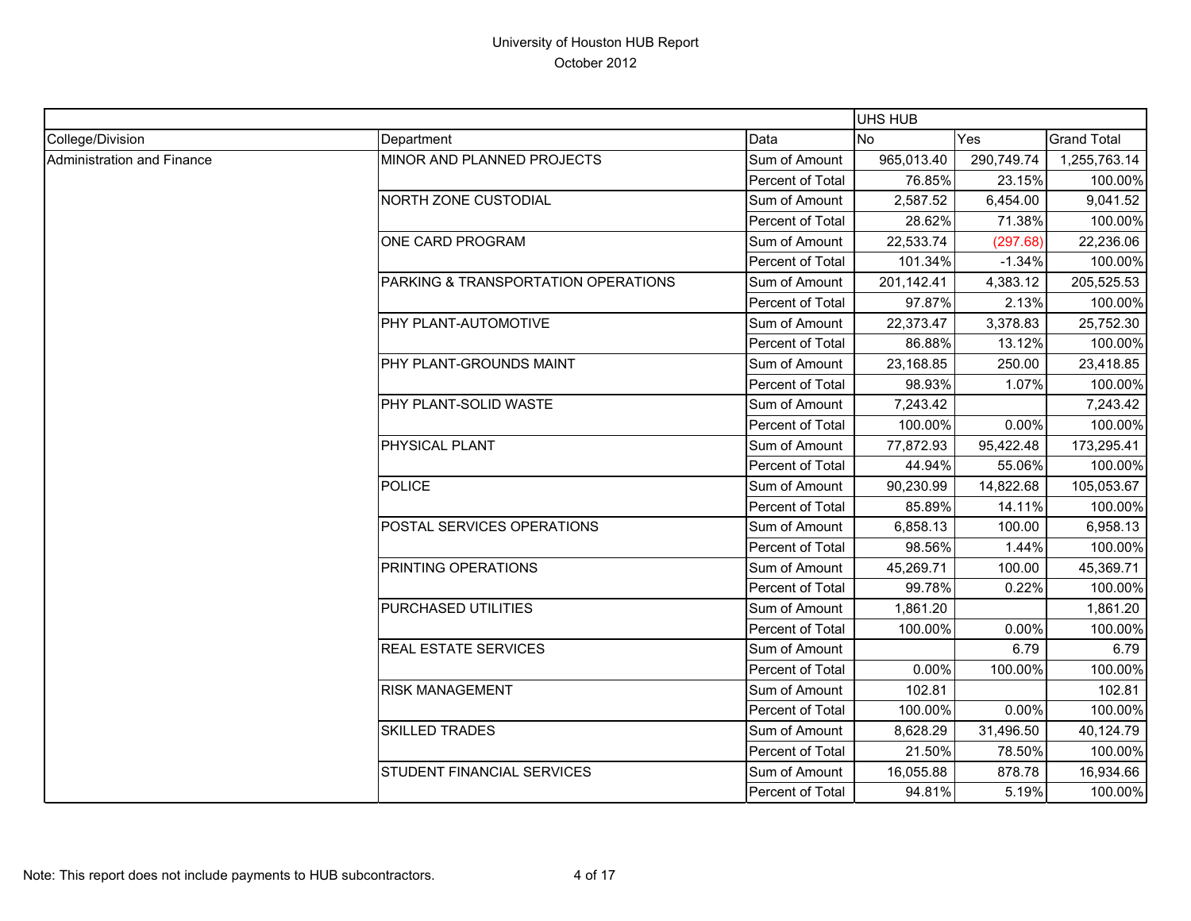# University of Houston HUB Report

October 2012

| | | | UHS HUB | | |
|---|---|---|---|---|---|
| College/Division | Department | Data | No | Yes | Grand Total |
| Administration and Finance | MINOR AND PLANNED PROJECTS | Sum of Amount | 965,013.40 | 290,749.74 | 1,255,763.14 |
| | | Percent of Total | 76.85% | 23.15% | 100.00% |
| | NORTH ZONE CUSTODIAL | Sum of Amount | 2,587.52 | 6,454.00 | 9,041.52 |
| | | Percent of Total | 28.62% | 71.38% | 100.00% |
| | ONE CARD PROGRAM | Sum of Amount | 22,533.74 | (297.68) | 22,236.06 |
| | | Percent of Total | 101.34% | -1.34% | 100.00% |
| | PARKING & TRANSPORTATION OPERATIONS | Sum of Amount | 201,142.41 | 4,383.12 | 205,525.53 |
| | | Percent of Total | 97.87% | 2.13% | 100.00% |
| | PHY PLANT-AUTOMOTIVE | Sum of Amount | 22,373.47 | 3,378.83 | 25,752.30 |
| | | Percent of Total | 86.88% | 13.12% | 100.00% |
| | PHY PLANT-GROUNDS MAINT | Sum of Amount | 23,168.85 | 250.00 | 23,418.85 |
| | | Percent of Total | 98.93% | 1.07% | 100.00% |
| | PHY PLANT-SOLID WASTE | Sum of Amount | 7,243.42 | | 7,243.42 |
| | | Percent of Total | 100.00% | 0.00% | 100.00% |
| | PHYSICAL PLANT | Sum of Amount | 77,872.93 | 95,422.48 | 173,295.41 |
| | | Percent of Total | 44.94% | 55.06% | 100.00% |
| | POLICE | Sum of Amount | 90,230.99 | 14,822.68 | 105,053.67 |
| | | Percent of Total | 85.89% | 14.11% | 100.00% |
| | POSTAL SERVICES OPERATIONS | Sum of Amount | 6,858.13 | 100.00 | 6,958.13 |
| | | Percent of Total | 98.56% | 1.44% | 100.00% |
| | PRINTING OPERATIONS | Sum of Amount | 45,269.71 | 100.00 | 45,369.71 |
| | | Percent of Total | 99.78% | 0.22% | 100.00% |
| | PURCHASED UTILITIES | Sum of Amount | 1,861.20 | | 1,861.20 |
| | | Percent of Total | 100.00% | 0.00% | 100.00% |
| | REAL ESTATE SERVICES | Sum of Amount | | 6.79 | 6.79 |
| | | Percent of Total | 0.00% | 100.00% | 100.00% |
| | RISK MANAGEMENT | Sum of Amount | 102.81 | | 102.81 |
| | | Percent of Total | 100.00% | 0.00% | 100.00% |
| | SKILLED TRADES | Sum of Amount | 8,628.29 | 31,496.50 | 40,124.79 |
| | | Percent of Total | 21.50% | 78.50% | 100.00% |
| | STUDENT FINANCIAL SERVICES | Sum of Amount | 16,055.88 | 878.78 | 16,934.66 |
| | | Percent of Total | 94.81% | 5.19% | 100.00% |

Note: This report does not include payments to HUB subcontractors.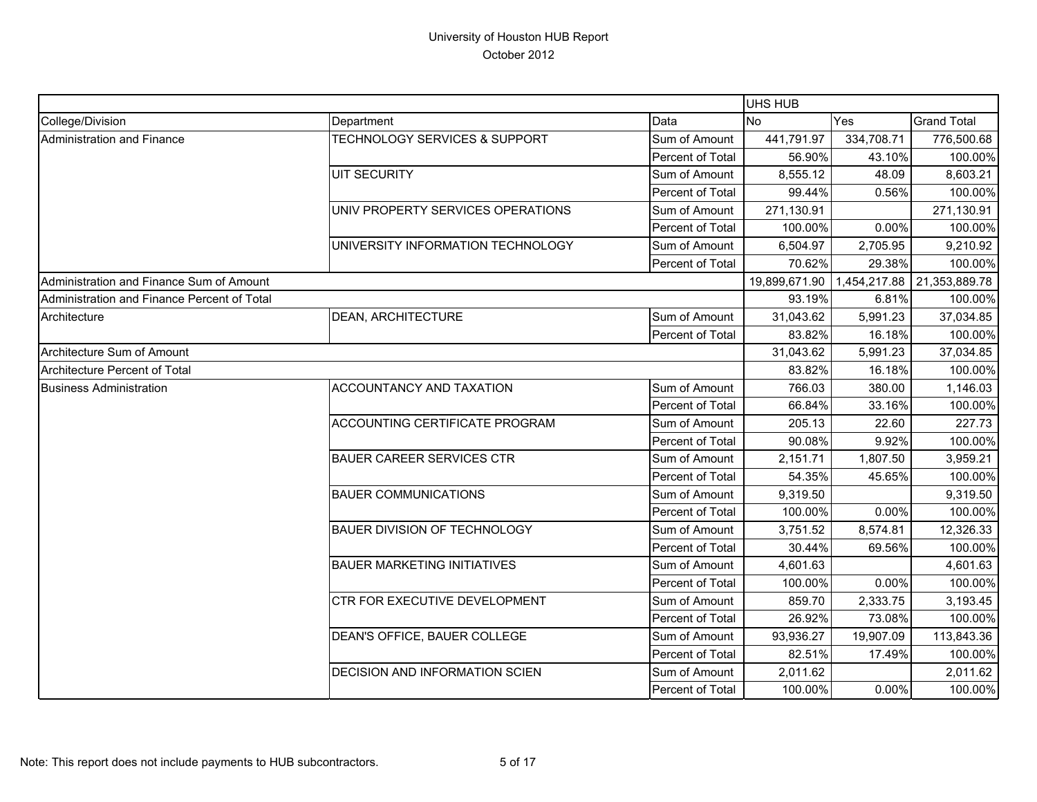University of Houston HUB Report
October 2012

| | | | UHS HUB | | |
|---|---|---|---|---|---|
| College/Division | Department | Data | No | Yes | Grand Total |
| Administration and Finance | TECHNOLOGY SERVICES & SUPPORT | Sum of Amount | 441,791.97 | 334,708.71 | 776,500.68 |
| | | Percent of Total | 56.90% | 43.10% | 100.00% |
| | UIT SECURITY | Sum of Amount | 8,555.12 | 48.09 | 8,603.21 |
| | | Percent of Total | 99.44% | 0.56% | 100.00% |
| | UNIV PROPERTY SERVICES OPERATIONS | Sum of Amount | 271,130.91 | | 271,130.91 |
| | | Percent of Total | 100.00% | 0.00% | 100.00% |
| | UNIVERSITY INFORMATION TECHNOLOGY | Sum of Amount | 6,504.97 | 2,705.95 | 9,210.92 |
| | | Percent of Total | 70.62% | 29.38% | 100.00% |
| Administration and Finance Sum of Amount | | | 19,899,671.90 | 1,454,217.88 | 21,353,889.78 |
| Administration and Finance Percent of Total | | | 93.19% | 6.81% | 100.00% |
| Architecture | DEAN, ARCHITECTURE | Sum of Amount | 31,043.62 | 5,991.23 | 37,034.85 |
| | | Percent of Total | 83.82% | 16.18% | 100.00% |
| Architecture Sum of Amount | | | 31,043.62 | 5,991.23 | 37,034.85 |
| Architecture Percent of Total | | | 83.82% | 16.18% | 100.00% |
| Business Administration | ACCOUNTANCY AND TAXATION | Sum of Amount | 766.03 | 380.00 | 1,146.03 |
| | | Percent of Total | 66.84% | 33.16% | 100.00% |
| | ACCOUNTING CERTIFICATE PROGRAM | Sum of Amount | 205.13 | 22.60 | 227.73 |
| | | Percent of Total | 90.08% | 9.92% | 100.00% |
| | BAUER CAREER SERVICES CTR | Sum of Amount | 2,151.71 | 1,807.50 | 3,959.21 |
| | | Percent of Total | 54.35% | 45.65% | 100.00% |
| | BAUER COMMUNICATIONS | Sum of Amount | 9,319.50 | | 9,319.50 |
| | | Percent of Total | 100.00% | 0.00% | 100.00% |
| | BAUER DIVISION OF TECHNOLOGY | Sum of Amount | 3,751.52 | 8,574.81 | 12,326.33 |
| | | Percent of Total | 30.44% | 69.56% | 100.00% |
| | BAUER MARKETING INITIATIVES | Sum of Amount | 4,601.63 | | 4,601.63 |
| | | Percent of Total | 100.00% | 0.00% | 100.00% |
| | CTR FOR EXECUTIVE DEVELOPMENT | Sum of Amount | 859.70 | 2,333.75 | 3,193.45 |
| | | Percent of Total | 26.92% | 73.08% | 100.00% |
| | DEAN'S OFFICE, BAUER COLLEGE | Sum of Amount | 93,936.27 | 19,907.09 | 113,843.36 |
| | | Percent of Total | 82.51% | 17.49% | 100.00% |
| | DECISION AND INFORMATION SCIEN | Sum of Amount | 2,011.62 | | 2,011.62 |
| | | Percent of Total | 100.00% | 0.00% | 100.00% |

Note: This report does not include payments to HUB subcontractors.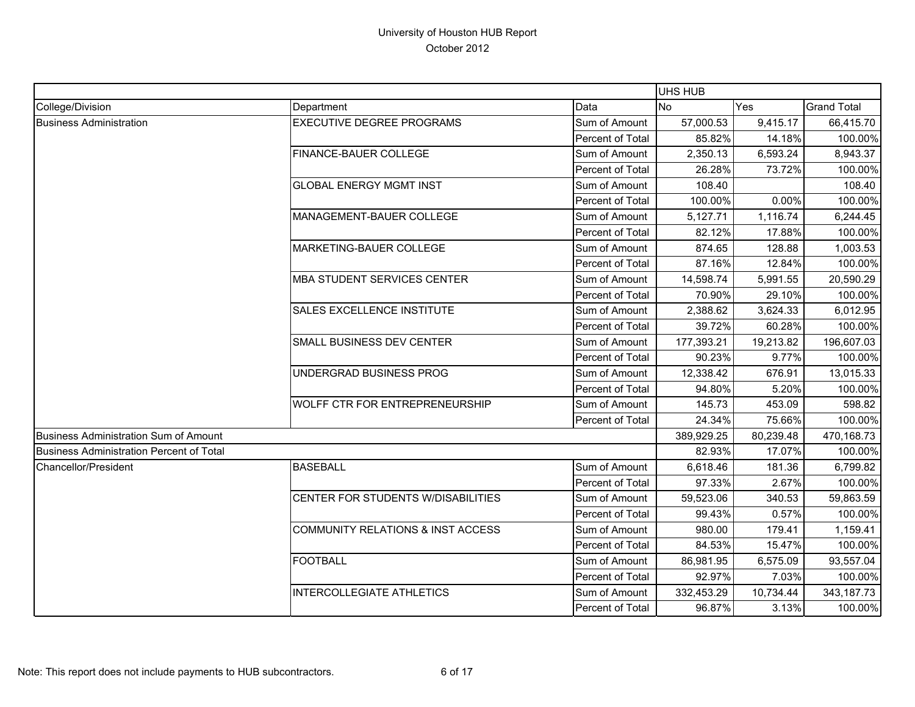University of Houston HUB Report

October 2012

| | | | UHS HUB | | |
|---|---|---|---|---|---|
| College/Division | Department | Data | No | Yes | Grand Total |
| Business Administration | EXECUTIVE DEGREE PROGRAMS | Sum of Amount | 57,000.53 | 9,415.17 | 66,415.70 |
| | | Percent of Total | 85.82% | 14.18% | 100.00% |
| | FINANCE-BAUER COLLEGE | Sum of Amount | 2,350.13 | 6,593.24 | 8,943.37 |
| | | Percent of Total | 26.28% | 73.72% | 100.00% |
| | GLOBAL ENERGY MGMT INST | Sum of Amount | 108.40 | | 108.40 |
| | | Percent of Total | 100.00% | 0.00% | 100.00% |
| | MANAGEMENT-BAUER COLLEGE | Sum of Amount | 5,127.71 | 1,116.74 | 6,244.45 |
| | | Percent of Total | 82.12% | 17.88% | 100.00% |
| | MARKETING-BAUER COLLEGE | Sum of Amount | 874.65 | 128.88 | 1,003.53 |
| | | Percent of Total | 87.16% | 12.84% | 100.00% |
| | MBA STUDENT SERVICES CENTER | Sum of Amount | 14,598.74 | 5,991.55 | 20,590.29 |
| | | Percent of Total | 70.90% | 29.10% | 100.00% |
| | SALES EXCELLENCE INSTITUTE | Sum of Amount | 2,388.62 | 3,624.33 | 6,012.95 |
| | | Percent of Total | 39.72% | 60.28% | 100.00% |
| | SMALL BUSINESS DEV CENTER | Sum of Amount | 177,393.21 | 19,213.82 | 196,607.03 |
| | | Percent of Total | 90.23% | 9.77% | 100.00% |
| | UNDERGRAD BUSINESS PROG | Sum of Amount | 12,338.42 | 676.91 | 13,015.33 |
| | | Percent of Total | 94.80% | 5.20% | 100.00% |
| | WOLFF CTR FOR ENTREPRENEURSHIP | Sum of Amount | 145.73 | 453.09 | 598.82 |
| | | Percent of Total | 24.34% | 75.66% | 100.00% |
| Business Administration Sum of Amount | | | 389,929.25 | 80,239.48 | 470,168.73 |
| Business Administration Percent of Total | | | 82.93% | 17.07% | 100.00% |
| Chancellor/President | BASEBALL | Sum of Amount | 6,618.46 | 181.36 | 6,799.82 |
| | | Percent of Total | 97.33% | 2.67% | 100.00% |
| | CENTER FOR STUDENTS W/DISABILITIES | Sum of Amount | 59,523.06 | 340.53 | 59,863.59 |
| | | Percent of Total | 99.43% | 0.57% | 100.00% |
| | COMMUNITY RELATIONS & INST ACCESS | Sum of Amount | 980.00 | 179.41 | 1,159.41 |
| | | Percent of Total | 84.53% | 15.47% | 100.00% |
| | FOOTBALL | Sum of Amount | 86,981.95 | 6,575.09 | 93,557.04 |
| | | Percent of Total | 92.97% | 7.03% | 100.00% |
| | INTERCOLLEGIATE ATHLETICS | Sum of Amount | 332,453.29 | 10,734.44 | 343,187.73 |
| | | Percent of Total | 96.87% | 3.13% | 100.00% |

Note: This report does not include payments to HUB subcontractors.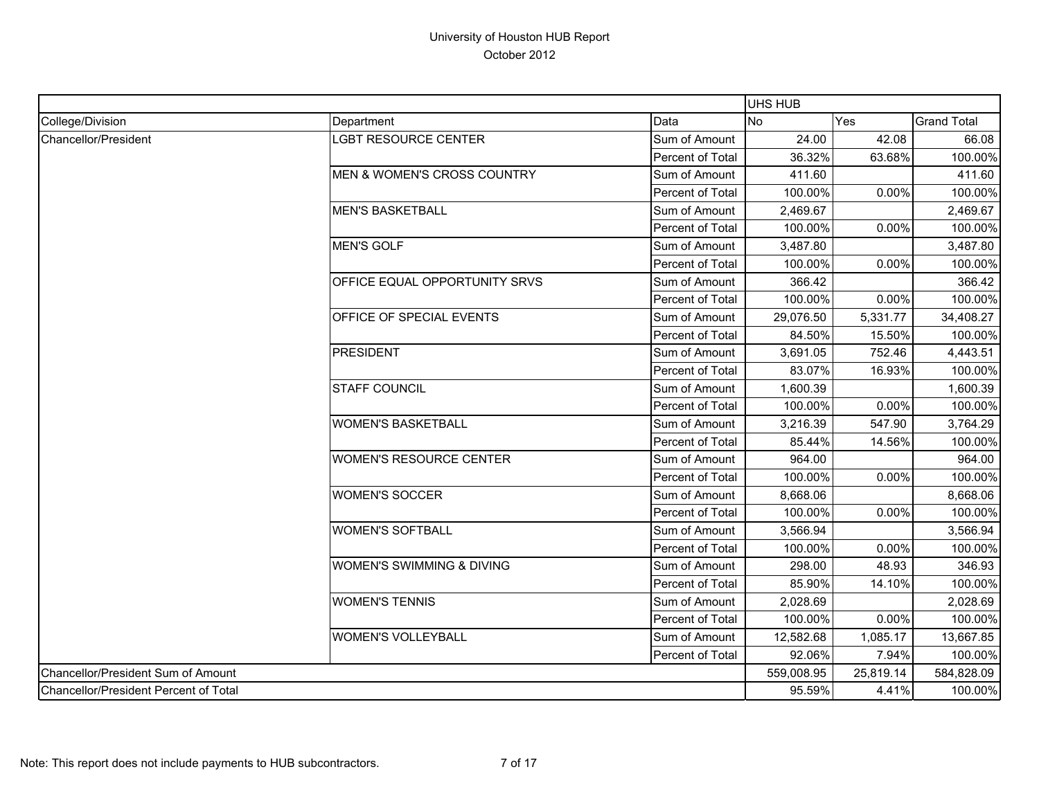# University of Houston HUB Report

October 2012

| | | | UHS HUB | | |
|---|---|---|---|---|---|
| College/Division | Department | Data | No | Yes | Grand Total |
| Chancellor/President | LGBT RESOURCE CENTER | Sum of Amount | 24.00 | 42.08 | 66.08 |
| | | Percent of Total | 36.32% | 63.68% | 100.00% |
| | MEN & WOMEN'S CROSS COUNTRY | Sum of Amount | 411.60 | | 411.60 |
| | | Percent of Total | 100.00% | 0.00% | 100.00% |
| | MEN'S BASKETBALL | Sum of Amount | 2,469.67 | | 2,469.67 |
| | | Percent of Total | 100.00% | 0.00% | 100.00% |
| | MEN'S GOLF | Sum of Amount | 3,487.80 | | 3,487.80 |
| | | Percent of Total | 100.00% | 0.00% | 100.00% |
| | OFFICE EQUAL OPPORTUNITY SRVS | Sum of Amount | 366.42 | | 366.42 |
| | | Percent of Total | 100.00% | 0.00% | 100.00% |
| | OFFICE OF SPECIAL EVENTS | Sum of Amount | 29,076.50 | 5,331.77 | 34,408.27 |
| | | Percent of Total | 84.50% | 15.50% | 100.00% |
| | PRESIDENT | Sum of Amount | 3,691.05 | 752.46 | 4,443.51 |
| | | Percent of Total | 83.07% | 16.93% | 100.00% |
| | STAFF COUNCIL | Sum of Amount | 1,600.39 | | 1,600.39 |
| | | Percent of Total | 100.00% | 0.00% | 100.00% |
| | WOMEN'S BASKETBALL | Sum of Amount | 3,216.39 | 547.90 | 3,764.29 |
| | | Percent of Total | 85.44% | 14.56% | 100.00% |
| | WOMEN'S RESOURCE CENTER | Sum of Amount | 964.00 | | 964.00 |
| | | Percent of Total | 100.00% | 0.00% | 100.00% |
| | WOMEN'S SOCCER | Sum of Amount | 8,668.06 | | 8,668.06 |
| | | Percent of Total | 100.00% | 0.00% | 100.00% |
| | WOMEN'S SOFTBALL | Sum of Amount | 3,566.94 | | 3,566.94 |
| | | Percent of Total | 100.00% | 0.00% | 100.00% |
| | WOMEN'S SWIMMING & DIVING | Sum of Amount | 298.00 | 48.93 | 346.93 |
| | | Percent of Total | 85.90% | 14.10% | 100.00% |
| | WOMEN'S TENNIS | Sum of Amount | 2,028.69 | | 2,028.69 |
| | | Percent of Total | 100.00% | 0.00% | 100.00% |
| | WOMEN'S VOLLEYBALL | Sum of Amount | 12,582.68 | 1,085.17 | 13,667.85 |
| | | Percent of Total | 92.06% | 7.94% | 100.00% |
| Chancellor/President Sum of Amount | | | 559,008.95 | 25,819.14 | 584,828.09 |
| Chancellor/President Percent of Total | | | 95.59% | 4.41% | 100.00% |

Note: This report does not include payments to HUB subcontractors.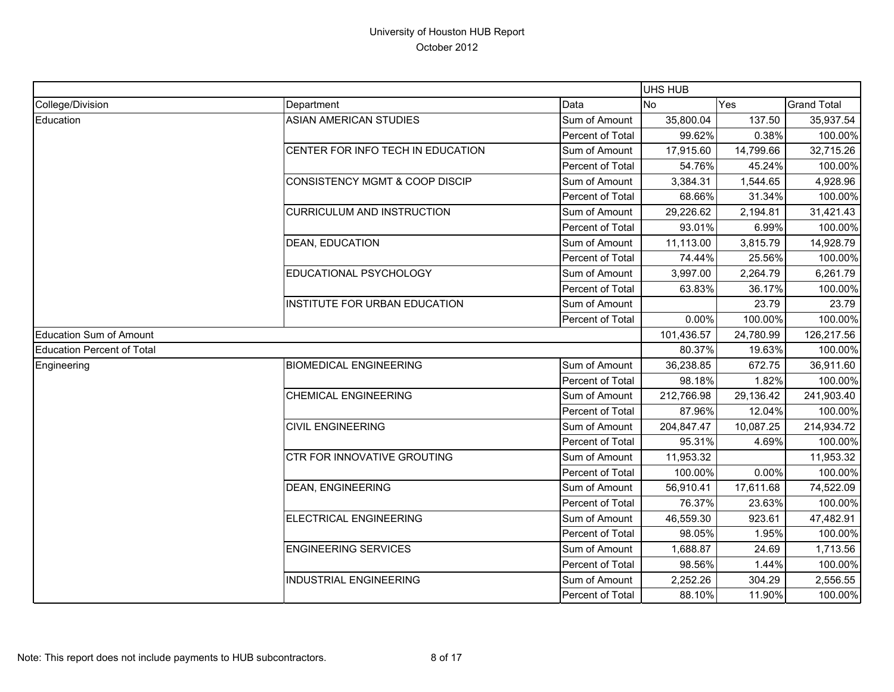# University of Houston HUB Report

October 2012

| | | | UHS HUB | | |
|---|---|---|---|---|---|
| College/Division | Department | Data | No | Yes | Grand Total |
| Education | ASIAN AMERICAN STUDIES | Sum of Amount | 35,800.04 | 137.50 | 35,937.54 |
| | | Percent of Total | 99.62% | 0.38% | 100.00% |
| | CENTER FOR INFO TECH IN EDUCATION | Sum of Amount | 17,915.60 | 14,799.66 | 32,715.26 |
| | | Percent of Total | 54.76% | 45.24% | 100.00% |
| | CONSISTENCY MGMT & COOP DISCIP | Sum of Amount | 3,384.31 | 1,544.65 | 4,928.96 |
| | | Percent of Total | 68.66% | 31.34% | 100.00% |
| | CURRICULUM AND INSTRUCTION | Sum of Amount | 29,226.62 | 2,194.81 | 31,421.43 |
| | | Percent of Total | 93.01% | 6.99% | 100.00% |
| | DEAN, EDUCATION | Sum of Amount | 11,113.00 | 3,815.79 | 14,928.79 |
| | | Percent of Total | 74.44% | 25.56% | 100.00% |
| | EDUCATIONAL PSYCHOLOGY | Sum of Amount | 3,997.00 | 2,264.79 | 6,261.79 |
| | | Percent of Total | 63.83% | 36.17% | 100.00% |
| | INSTITUTE FOR URBAN EDUCATION | Sum of Amount | | 23.79 | 23.79 |
| | | Percent of Total | 0.00% | 100.00% | 100.00% |
| Education Sum of Amount | | | 101,436.57 | 24,780.99 | 126,217.56 |
| Education Percent of Total | | | 80.37% | 19.63% | 100.00% |
| Engineering | BIOMEDICAL ENGINEERING | Sum of Amount | 36,238.85 | 672.75 | 36,911.60 |
| | | Percent of Total | 98.18% | 1.82% | 100.00% |
| | CHEMICAL ENGINEERING | Sum of Amount | 212,766.98 | 29,136.42 | 241,903.40 |
| | | Percent of Total | 87.96% | 12.04% | 100.00% |
| | CIVIL ENGINEERING | Sum of Amount | 204,847.47 | 10,087.25 | 214,934.72 |
| | | Percent of Total | 95.31% | 4.69% | 100.00% |
| | CTR FOR INNOVATIVE GROUTING | Sum of Amount | 11,953.32 | | 11,953.32 |
| | | Percent of Total | 100.00% | 0.00% | 100.00% |
| | DEAN, ENGINEERING | Sum of Amount | 56,910.41 | 17,611.68 | 74,522.09 |
| | | Percent of Total | 76.37% | 23.63% | 100.00% |
| | ELECTRICAL ENGINEERING | Sum of Amount | 46,559.30 | 923.61 | 47,482.91 |
| | | Percent of Total | 98.05% | 1.95% | 100.00% |
| | ENGINEERING SERVICES | Sum of Amount | 1,688.87 | 24.69 | 1,713.56 |
| | | Percent of Total | 98.56% | 1.44% | 100.00% |
| | INDUSTRIAL ENGINEERING | Sum of Amount | 2,252.26 | 304.29 | 2,556.55 |
| | | Percent of Total | 88.10% | 11.90% | 100.00% |

Note: This report does not include payments to HUB subcontractors.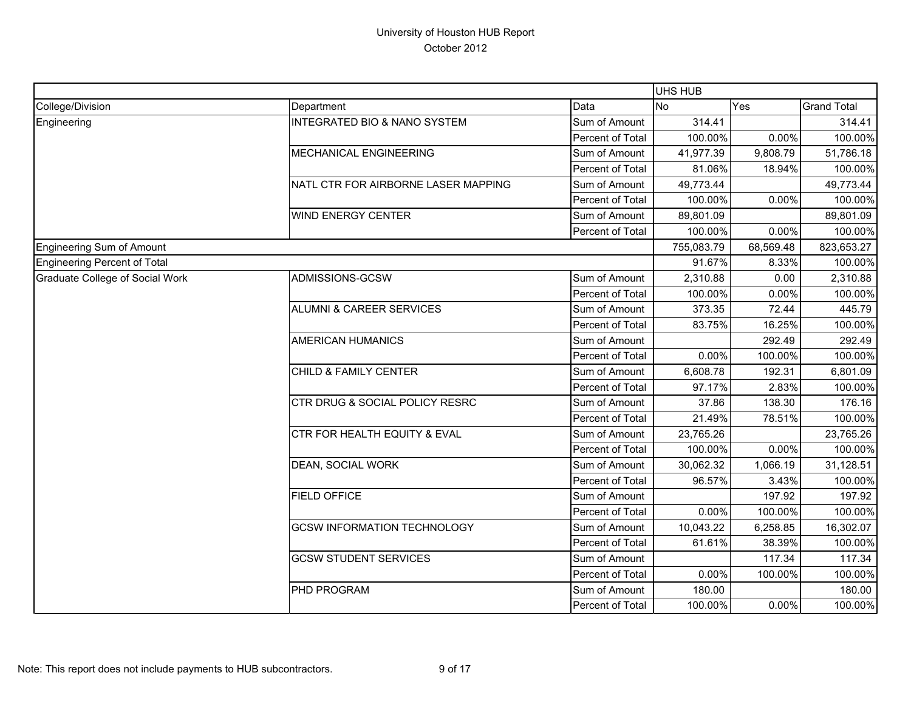University of Houston HUB Report
October 2012

| | | | UHS HUB | | |
|---|---|---|---|---|---|
| College/Division | Department | Data | No | Yes | Grand Total |
| Engineering | INTEGRATED BIO & NANO SYSTEM | Sum of Amount | 314.41 | | 314.41 |
| | | Percent of Total | 100.00% | 0.00% | 100.00% |
| | MECHANICAL ENGINEERING | Sum of Amount | 41,977.39 | 9,808.79 | 51,786.18 |
| | | Percent of Total | 81.06% | 18.94% | 100.00% |
| | NATL CTR FOR AIRBORNE LASER MAPPING | Sum of Amount | 49,773.44 | | 49,773.44 |
| | | Percent of Total | 100.00% | 0.00% | 100.00% |
| | WIND ENERGY CENTER | Sum of Amount | 89,801.09 | | 89,801.09 |
| | | Percent of Total | 100.00% | 0.00% | 100.00% |
| Engineering Sum of Amount | | | 755,083.79 | 68,569.48 | 823,653.27 |
| Engineering Percent of Total | | | 91.67% | 8.33% | 100.00% |
| Graduate College of Social Work | ADMISSIONS-GCSW | Sum of Amount | 2,310.88 | 0.00 | 2,310.88 |
| | | Percent of Total | 100.00% | 0.00% | 100.00% |
| | ALUMNI & CAREER SERVICES | Sum of Amount | 373.35 | 72.44 | 445.79 |
| | | Percent of Total | 83.75% | 16.25% | 100.00% |
| | AMERICAN HUMANICS | Sum of Amount | | 292.49 | 292.49 |
| | | Percent of Total | 0.00% | 100.00% | 100.00% |
| | CHILD & FAMILY CENTER | Sum of Amount | 6,608.78 | 192.31 | 6,801.09 |
| | | Percent of Total | 97.17% | 2.83% | 100.00% |
| | CTR DRUG & SOCIAL POLICY RESRC | Sum of Amount | 37.86 | 138.30 | 176.16 |
| | | Percent of Total | 21.49% | 78.51% | 100.00% |
| | CTR FOR HEALTH EQUITY & EVAL | Sum of Amount | 23,765.26 | | 23,765.26 |
| | | Percent of Total | 100.00% | 0.00% | 100.00% |
| | DEAN, SOCIAL WORK | Sum of Amount | 30,062.32 | 1,066.19 | 31,128.51 |
| | | Percent of Total | 96.57% | 3.43% | 100.00% |
| | FIELD OFFICE | Sum of Amount | | 197.92 | 197.92 |
| | | Percent of Total | 0.00% | 100.00% | 100.00% |
| | GCSW INFORMATION TECHNOLOGY | Sum of Amount | 10,043.22 | 6,258.85 | 16,302.07 |
| | | Percent of Total | 61.61% | 38.39% | 100.00% |
| | GCSW STUDENT SERVICES | Sum of Amount | | 117.34 | 117.34 |
| | | Percent of Total | 0.00% | 100.00% | 100.00% |
| | PHD PROGRAM | Sum of Amount | 180.00 | | 180.00 |
| | | Percent of Total | 100.00% | 0.00% | 100.00% |

Note: This report does not include payments to HUB subcontractors.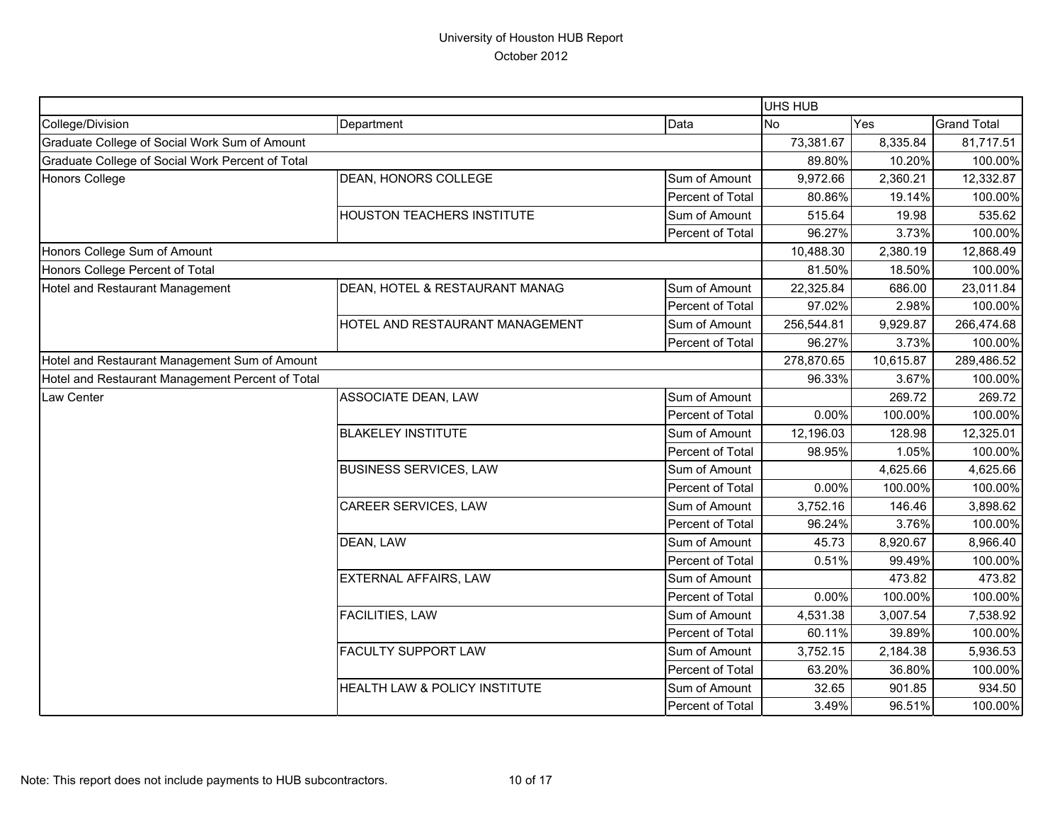# University of Houston HUB Report

October 2012

| | | | UHS HUB | | |
|---|---|---|---|---|---|
| College/Division | Department | Data | No | Yes | Grand Total |
| Graduate College of Social Work Sum of Amount | | | 73,381.67 | 8,335.84 | 81,717.51 |
| Graduate College of Social Work Percent of Total | | | 89.80% | 10.20% | 100.00% |
| Honors College | DEAN, HONORS COLLEGE | Sum of Amount | 9,972.66 | 2,360.21 | 12,332.87 |
| | | Percent of Total | 80.86% | 19.14% | 100.00% |
| | HOUSTON TEACHERS INSTITUTE | Sum of Amount | 515.64 | 19.98 | 535.62 |
| | | Percent of Total | 96.27% | 3.73% | 100.00% |
| Honors College Sum of Amount | | | 10,488.30 | 2,380.19 | 12,868.49 |
| Honors College Percent of Total | | | 81.50% | 18.50% | 100.00% |
| Hotel and Restaurant Management | DEAN, HOTEL & RESTAURANT MANAG | Sum of Amount | 22,325.84 | 686.00 | 23,011.84 |
| | | Percent of Total | 97.02% | 2.98% | 100.00% |
| | HOTEL AND RESTAURANT MANAGEMENT | Sum of Amount | 256,544.81 | 9,929.87 | 266,474.68 |
| | | Percent of Total | 96.27% | 3.73% | 100.00% |
| Hotel and Restaurant Management Sum of Amount | | | 278,870.65 | 10,615.87 | 289,486.52 |
| Hotel and Restaurant Management Percent of Total | | | 96.33% | 3.67% | 100.00% |
| Law Center | ASSOCIATE DEAN, LAW | Sum of Amount | | 269.72 | 269.72 |
| | | Percent of Total | 0.00% | 100.00% | 100.00% |
| | BLAKELEY INSTITUTE | Sum of Amount | 12,196.03 | 128.98 | 12,325.01 |
| | | Percent of Total | 98.95% | 1.05% | 100.00% |
| | BUSINESS SERVICES, LAW | Sum of Amount | | 4,625.66 | 4,625.66 |
| | | Percent of Total | 0.00% | 100.00% | 100.00% |
| | CAREER SERVICES, LAW | Sum of Amount | 3,752.16 | 146.46 | 3,898.62 |
| | | Percent of Total | 96.24% | 3.76% | 100.00% |
| | DEAN, LAW | Sum of Amount | 45.73 | 8,920.67 | 8,966.40 |
| | | Percent of Total | 0.51% | 99.49% | 100.00% |
| | EXTERNAL AFFAIRS, LAW | Sum of Amount | | 473.82 | 473.82 |
| | | Percent of Total | 0.00% | 100.00% | 100.00% |
| | FACILITIES, LAW | Sum of Amount | 4,531.38 | 3,007.54 | 7,538.92 |
| | | Percent of Total | 60.11% | 39.89% | 100.00% |
| | FACULTY SUPPORT LAW | Sum of Amount | 3,752.15 | 2,184.38 | 5,936.53 |
| | | Percent of Total | 63.20% | 36.80% | 100.00% |
| | HEALTH LAW & POLICY INSTITUTE | Sum of Amount | 32.65 | 901.85 | 934.50 |
| | | Percent of Total | 3.49% | 96.51% | 100.00% |

Note: This report does not include payments to HUB subcontractors.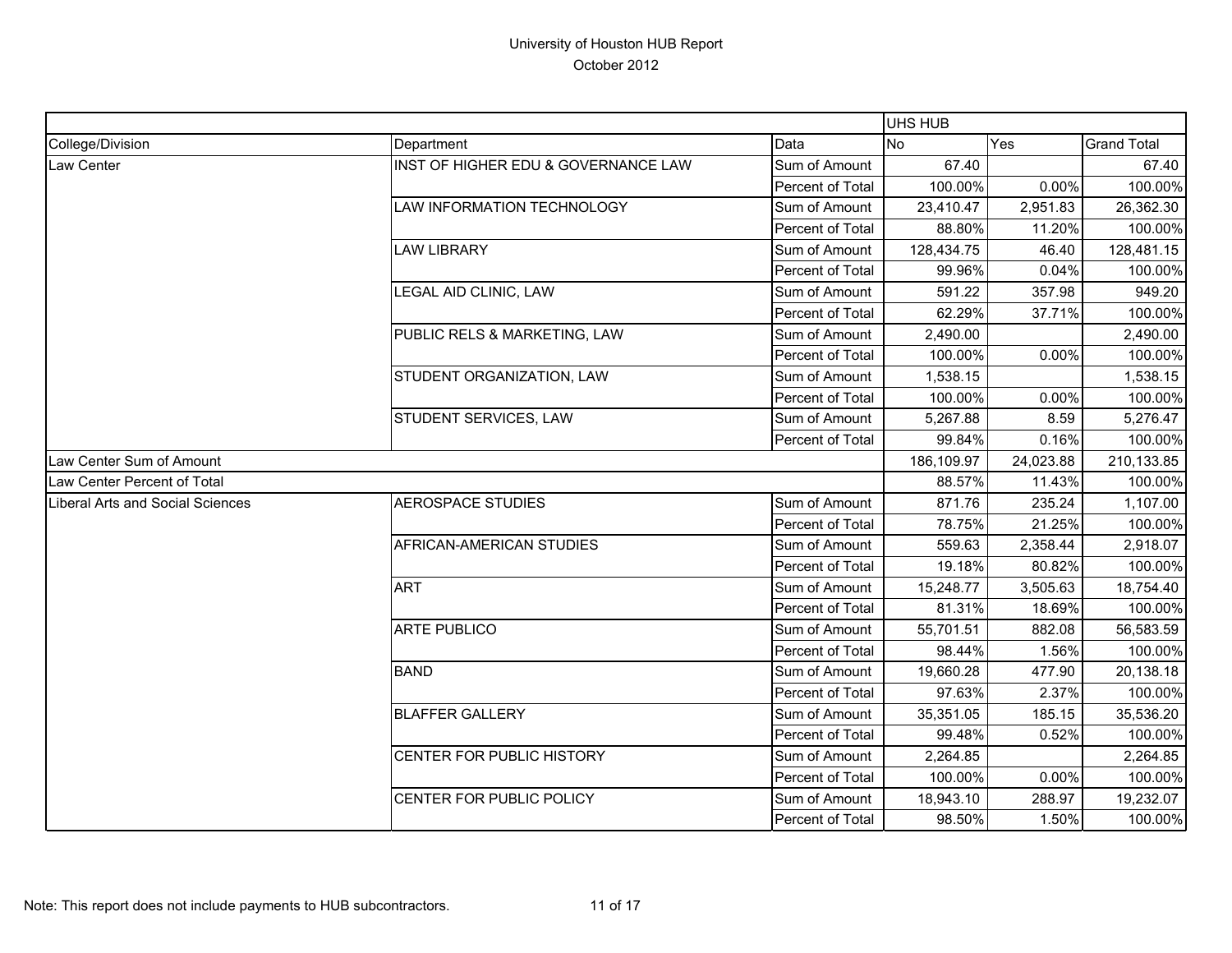University of Houston HUB Report

October 2012

| | | | UHS HUB | | |
|---|---|---|---|---|---|
| College/Division | Department | Data | No | Yes | Grand Total |
| Law Center | INST OF HIGHER EDU & GOVERNANCE LAW | Sum of Amount | 67.40 | | 67.40 |
| | | Percent of Total | 100.00% | 0.00% | 100.00% |
| | LAW INFORMATION TECHNOLOGY | Sum of Amount | 23,410.47 | 2,951.83 | 26,362.30 |
| | | Percent of Total | 88.80% | 11.20% | 100.00% |
| | LAW LIBRARY | Sum of Amount | 128,434.75 | 46.40 | 128,481.15 |
| | | Percent of Total | 99.96% | 0.04% | 100.00% |
| | LEGAL AID CLINIC, LAW | Sum of Amount | 591.22 | 357.98 | 949.20 |
| | | Percent of Total | 62.29% | 37.71% | 100.00% |
| | PUBLIC RELS & MARKETING, LAW | Sum of Amount | 2,490.00 | | 2,490.00 |
| | | Percent of Total | 100.00% | 0.00% | 100.00% |
| | STUDENT ORGANIZATION, LAW | Sum of Amount | 1,538.15 | | 1,538.15 |
| | | Percent of Total | 100.00% | 0.00% | 100.00% |
| | STUDENT SERVICES, LAW | Sum of Amount | 5,267.88 | 8.59 | 5,276.47 |
| | | Percent of Total | 99.84% | 0.16% | 100.00% |
| Law Center Sum of Amount | | | 186,109.97 | 24,023.88 | 210,133.85 |
| Law Center Percent of Total | | | 88.57% | 11.43% | 100.00% |
| Liberal Arts and Social Sciences | AEROSPACE STUDIES | Sum of Amount | 871.76 | 235.24 | 1,107.00 |
| | | Percent of Total | 78.75% | 21.25% | 100.00% |
| | AFRICAN-AMERICAN STUDIES | Sum of Amount | 559.63 | 2,358.44 | 2,918.07 |
| | | Percent of Total | 19.18% | 80.82% | 100.00% |
| | ART | Sum of Amount | 15,248.77 | 3,505.63 | 18,754.40 |
| | | Percent of Total | 81.31% | 18.69% | 100.00% |
| | ARTE PUBLICO | Sum of Amount | 55,701.51 | 882.08 | 56,583.59 |
| | | Percent of Total | 98.44% | 1.56% | 100.00% |
| | BAND | Sum of Amount | 19,660.28 | 477.90 | 20,138.18 |
| | | Percent of Total | 97.63% | 2.37% | 100.00% |
| | BLAFFER GALLERY | Sum of Amount | 35,351.05 | 185.15 | 35,536.20 |
| | | Percent of Total | 99.48% | 0.52% | 100.00% |
| | CENTER FOR PUBLIC HISTORY | Sum of Amount | 2,264.85 | | 2,264.85 |
| | | Percent of Total | 100.00% | 0.00% | 100.00% |
| | CENTER FOR PUBLIC POLICY | Sum of Amount | 18,943.10 | 288.97 | 19,232.07 |
| | | Percent of Total | 98.50% | 1.50% | 100.00% |

Note: This report does not include payments to HUB subcontractors.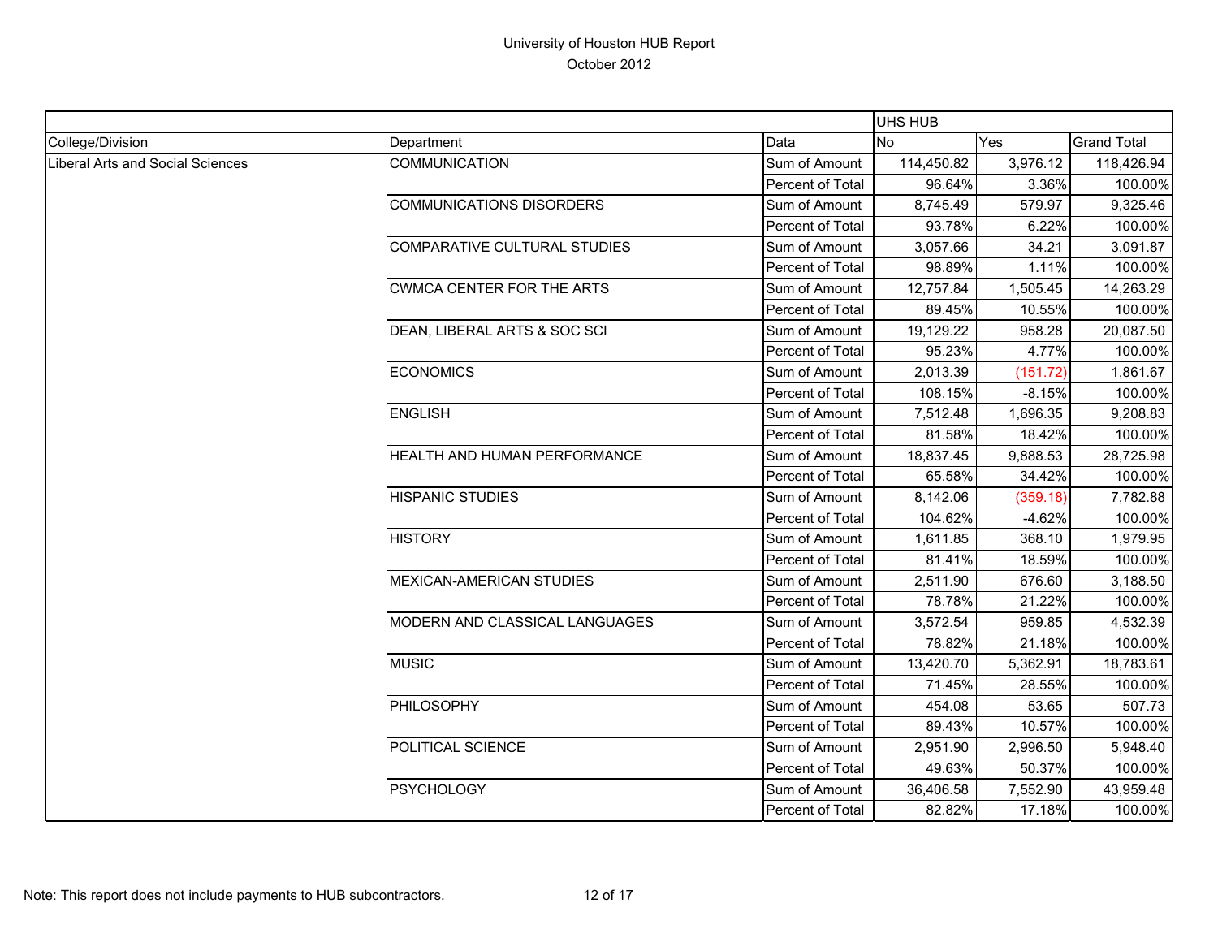# University of Houston HUB Report

October 2012

| | | | UHS HUB | | |
|---|---|---|---|---|---|
| College/Division | Department | Data | No | Yes | Grand Total |
| Liberal Arts and Social Sciences | COMMUNICATION | Sum of Amount | 114,450.82 | 3,976.12 | 118,426.94 |
| | | Percent of Total | 96.64% | 3.36% | 100.00% |
| | COMMUNICATIONS DISORDERS | Sum of Amount | 8,745.49 | 579.97 | 9,325.46 |
| | | Percent of Total | 93.78% | 6.22% | 100.00% |
| | COMPARATIVE CULTURAL STUDIES | Sum of Amount | 3,057.66 | 34.21 | 3,091.87 |
| | | Percent of Total | 98.89% | 1.11% | 100.00% |
| | CWMCA CENTER FOR THE ARTS | Sum of Amount | 12,757.84 | 1,505.45 | 14,263.29 |
| | | Percent of Total | 89.45% | 10.55% | 100.00% |
| | DEAN, LIBERAL ARTS & SOC SCI | Sum of Amount | 19,129.22 | 958.28 | 20,087.50 |
| | | Percent of Total | 95.23% | 4.77% | 100.00% |
| | ECONOMICS | Sum of Amount | 2,013.39 | (151.72) | 1,861.67 |
| | | Percent of Total | 108.15% | -8.15% | 100.00% |
| | ENGLISH | Sum of Amount | 7,512.48 | 1,696.35 | 9,208.83 |
| | | Percent of Total | 81.58% | 18.42% | 100.00% |
| | HEALTH AND HUMAN PERFORMANCE | Sum of Amount | 18,837.45 | 9,888.53 | 28,725.98 |
| | | Percent of Total | 65.58% | 34.42% | 100.00% |
| | HISPANIC STUDIES | Sum of Amount | 8,142.06 | (359.18) | 7,782.88 |
| | | Percent of Total | 104.62% | -4.62% | 100.00% |
| | HISTORY | Sum of Amount | 1,611.85 | 368.10 | 1,979.95 |
| | | Percent of Total | 81.41% | 18.59% | 100.00% |
| | MEXICAN-AMERICAN STUDIES | Sum of Amount | 2,511.90 | 676.60 | 3,188.50 |
| | | Percent of Total | 78.78% | 21.22% | 100.00% |
| | MODERN AND CLASSICAL LANGUAGES | Sum of Amount | 3,572.54 | 959.85 | 4,532.39 |
| | | Percent of Total | 78.82% | 21.18% | 100.00% |
| | MUSIC | Sum of Amount | 13,420.70 | 5,362.91 | 18,783.61 |
| | | Percent of Total | 71.45% | 28.55% | 100.00% |
| | PHILOSOPHY | Sum of Amount | 454.08 | 53.65 | 507.73 |
| | | Percent of Total | 89.43% | 10.57% | 100.00% |
| | POLITICAL SCIENCE | Sum of Amount | 2,951.90 | 2,996.50 | 5,948.40 |
| | | Percent of Total | 49.63% | 50.37% | 100.00% |
| | PSYCHOLOGY | Sum of Amount | 36,406.58 | 7,552.90 | 43,959.48 |
| | | Percent of Total | 82.82% | 17.18% | 100.00% |

Note: This report does not include payments to HUB subcontractors.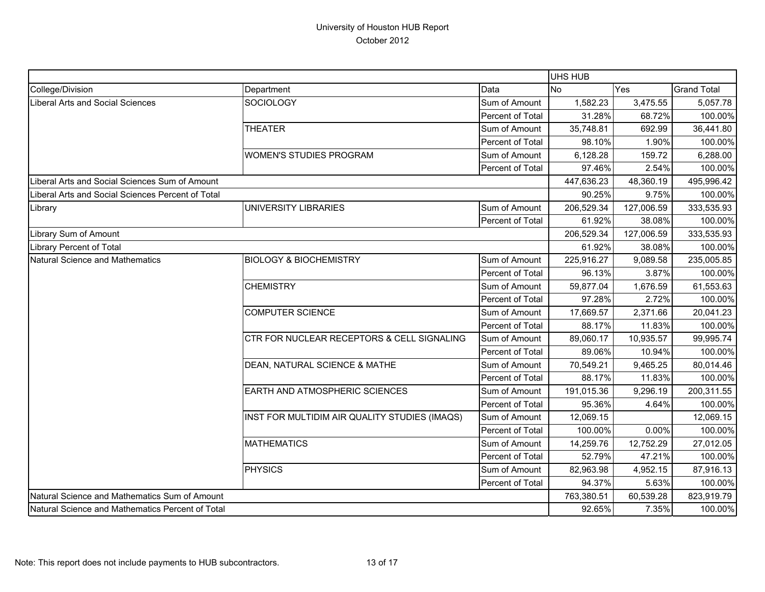# University of Houston HUB Report

October 2012

| | | | UHS HUB | | |
|---|---|---|---|---|---|
| College/Division | Department | Data | No | Yes | Grand Total |
| Liberal Arts and Social Sciences | SOCIOLOGY | Sum of Amount | 1,582.23 | 3,475.55 | 5,057.78 |
| | | Percent of Total | 31.28% | 68.72% | 100.00% |
| | THEATER | Sum of Amount | 35,748.81 | 692.99 | 36,441.80 |
| | | Percent of Total | 98.10% | 1.90% | 100.00% |
| | WOMEN'S STUDIES PROGRAM | Sum of Amount | 6,128.28 | 159.72 | 6,288.00 |
| | | Percent of Total | 97.46% | 2.54% | 100.00% |
| Liberal Arts and Social Sciences Sum of Amount | | | 447,636.23 | 48,360.19 | 495,996.42 |
| Liberal Arts and Social Sciences Percent of Total | | | 90.25% | 9.75% | 100.00% |
| Library | UNIVERSITY LIBRARIES | Sum of Amount | 206,529.34 | 127,006.59 | 333,535.93 |
| | | Percent of Total | 61.92% | 38.08% | 100.00% |
| Library Sum of Amount | | | 206,529.34 | 127,006.59 | 333,535.93 |
| Library Percent of Total | | | 61.92% | 38.08% | 100.00% |
| Natural Science and Mathematics | BIOLOGY & BIOCHEMISTRY | Sum of Amount | 225,916.27 | 9,089.58 | 235,005.85 |
| | | Percent of Total | 96.13% | 3.87% | 100.00% |
| | CHEMISTRY | Sum of Amount | 59,877.04 | 1,676.59 | 61,553.63 |
| | | Percent of Total | 97.28% | 2.72% | 100.00% |
| | COMPUTER SCIENCE | Sum of Amount | 17,669.57 | 2,371.66 | 20,041.23 |
| | | Percent of Total | 88.17% | 11.83% | 100.00% |
| | CTR FOR NUCLEAR RECEPTORS & CELL SIGNALING | Sum of Amount | 89,060.17 | 10,935.57 | 99,995.74 |
| | | Percent of Total | 89.06% | 10.94% | 100.00% |
| | DEAN, NATURAL SCIENCE & MATHE | Sum of Amount | 70,549.21 | 9,465.25 | 80,014.46 |
| | | Percent of Total | 88.17% | 11.83% | 100.00% |
| | EARTH AND ATMOSPHERIC SCIENCES | Sum of Amount | 191,015.36 | 9,296.19 | 200,311.55 |
| | | Percent of Total | 95.36% | 4.64% | 100.00% |
| | INST FOR MULTIDIM AIR QUALITY STUDIES (IMAQS) | Sum of Amount | 12,069.15 | | 12,069.15 |
| | | Percent of Total | 100.00% | 0.00% | 100.00% |
| | MATHEMATICS | Sum of Amount | 14,259.76 | 12,752.29 | 27,012.05 |
| | | Percent of Total | 52.79% | 47.21% | 100.00% |
| | PHYSICS | Sum of Amount | 82,963.98 | 4,952.15 | 87,916.13 |
| | | Percent of Total | 94.37% | 5.63% | 100.00% |
| Natural Science and Mathematics Sum of Amount | | | 763,380.51 | 60,539.28 | 823,919.79 |
| Natural Science and Mathematics Percent of Total | | | 92.65% | 7.35% | 100.00% |

Note: This report does not include payments to HUB subcontractors.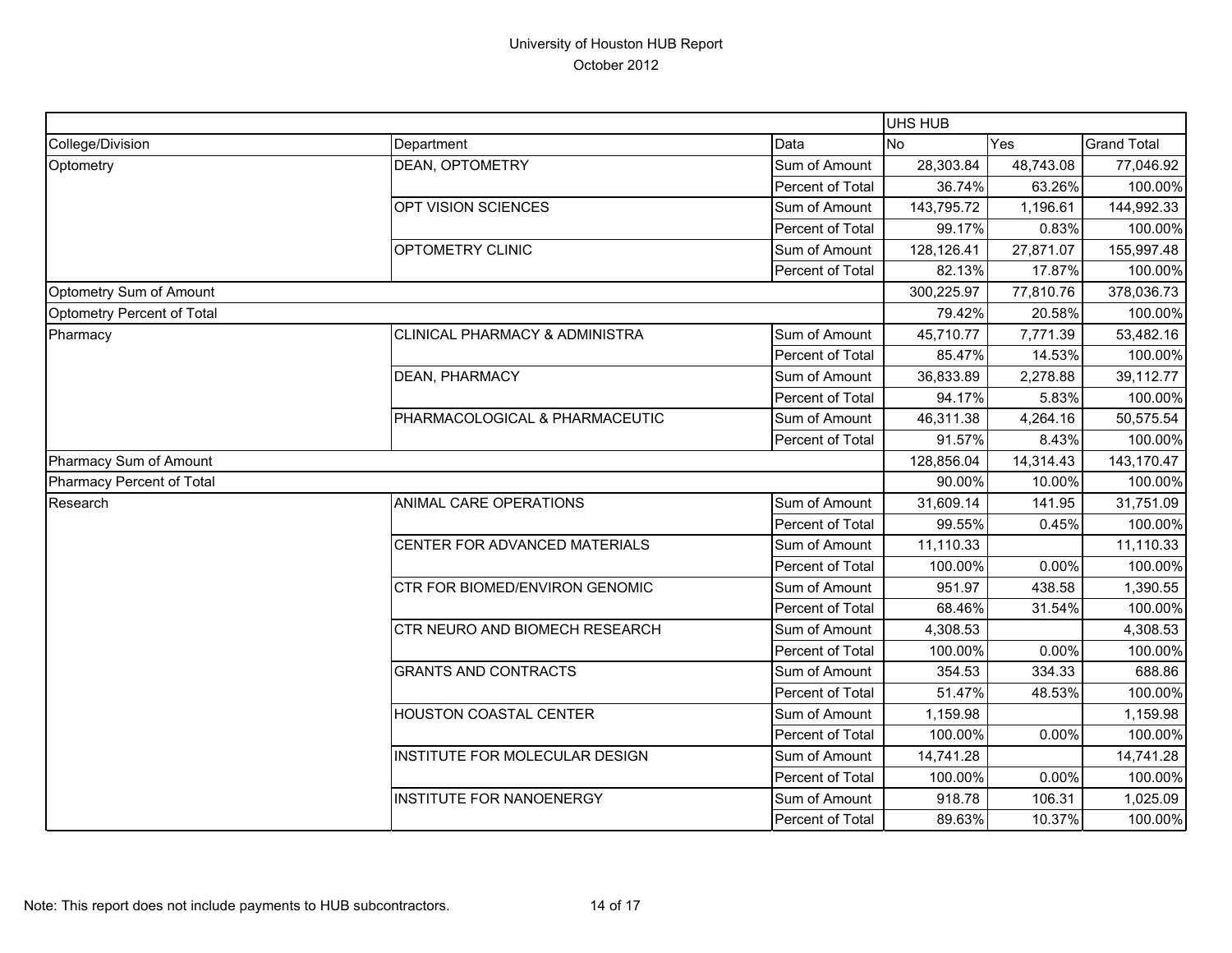University of Houston HUB Report
October 2012

| | | | UHS HUB | | |
|---|---|---|---|---|---|
| College/Division | Department | Data | No | Yes | Grand Total |
| Optometry | DEAN, OPTOMETRY | Sum of Amount | 28,303.84 | 48,743.08 | 77,046.92 |
| | | Percent of Total | 36.74% | 63.26% | 100.00% |
| | OPT VISION SCIENCES | Sum of Amount | 143,795.72 | 1,196.61 | 144,992.33 |
| | | Percent of Total | 99.17% | 0.83% | 100.00% |
| | OPTOMETRY CLINIC | Sum of Amount | 128,126.41 | 27,871.07 | 155,997.48 |
| | | Percent of Total | 82.13% | 17.87% | 100.00% |
| Optometry Sum of Amount | | | 300,225.97 | 77,810.76 | 378,036.73 |
| Optometry Percent of Total | | | 79.42% | 20.58% | 100.00% |
| Pharmacy | CLINICAL PHARMACY & ADMINISTRA | Sum of Amount | 45,710.77 | 7,771.39 | 53,482.16 |
| | | Percent of Total | 85.47% | 14.53% | 100.00% |
| | DEAN, PHARMACY | Sum of Amount | 36,833.89 | 2,278.88 | 39,112.77 |
| | | Percent of Total | 94.17% | 5.83% | 100.00% |
| | PHARMACOLOGICAL & PHARMACEUTIC | Sum of Amount | 46,311.38 | 4,264.16 | 50,575.54 |
| | | Percent of Total | 91.57% | 8.43% | 100.00% |
| Pharmacy Sum of Amount | | | 128,856.04 | 14,314.43 | 143,170.47 |
| Pharmacy Percent of Total | | | 90.00% | 10.00% | 100.00% |
| Research | ANIMAL CARE OPERATIONS | Sum of Amount | 31,609.14 | 141.95 | 31,751.09 |
| | | Percent of Total | 99.55% | 0.45% | 100.00% |
| | CENTER FOR ADVANCED MATERIALS | Sum of Amount | 11,110.33 | | 11,110.33 |
| | | Percent of Total | 100.00% | 0.00% | 100.00% |
| | CTR FOR BIOMED/ENVIRON GENOMIC | Sum of Amount | 951.97 | 438.58 | 1,390.55 |
| | | Percent of Total | 68.46% | 31.54% | 100.00% |
| | CTR NEURO AND BIOMECH RESEARCH | Sum of Amount | 4,308.53 | | 4,308.53 |
| | | Percent of Total | 100.00% | 0.00% | 100.00% |
| | GRANTS AND CONTRACTS | Sum of Amount | 354.53 | 334.33 | 688.86 |
| | | Percent of Total | 51.47% | 48.53% | 100.00% |
| | HOUSTON COASTAL CENTER | Sum of Amount | 1,159.98 | | 1,159.98 |
| | | Percent of Total | 100.00% | 0.00% | 100.00% |
| | INSTITUTE FOR MOLECULAR DESIGN | Sum of Amount | 14,741.28 | | 14,741.28 |
| | | Percent of Total | 100.00% | 0.00% | 100.00% |
| | INSTITUTE FOR NANOENERGY | Sum of Amount | 918.78 | 106.31 | 1,025.09 |
| | | Percent of Total | 89.63% | 10.37% | 100.00% |

Note: This report does not include payments to HUB subcontractors.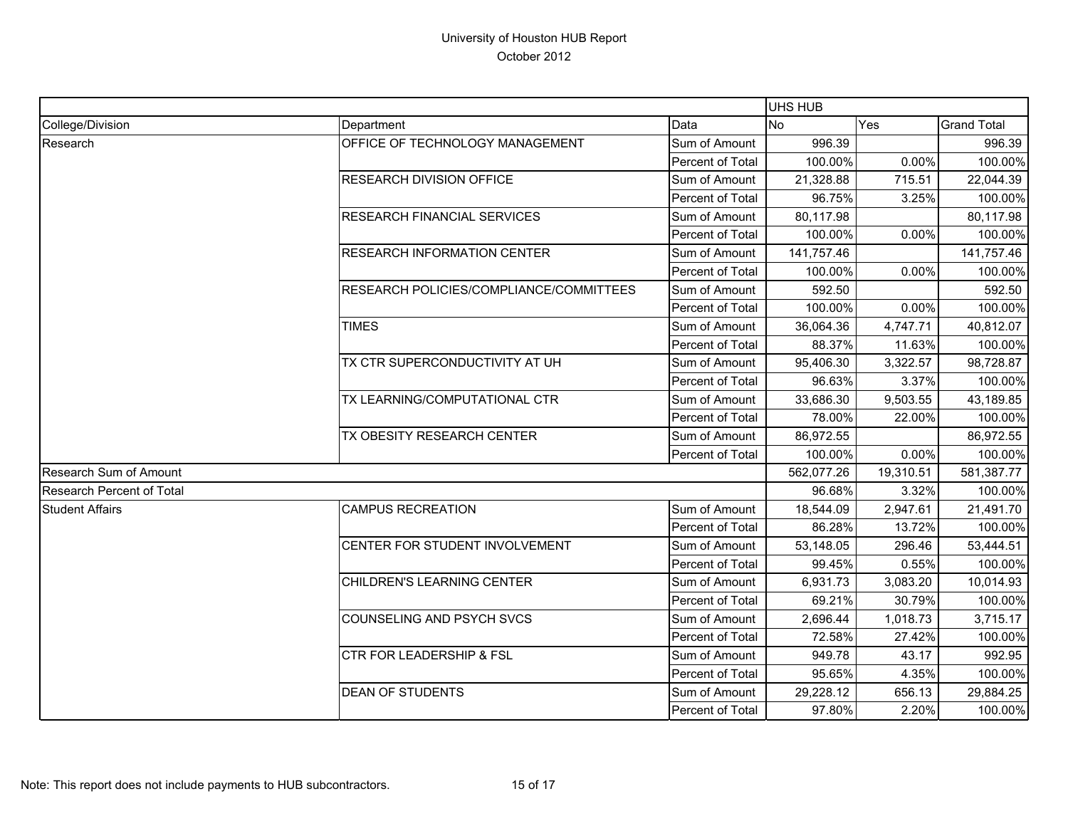# University of Houston HUB Report

October 2012

| | | | UHS HUB | | |
|---|---|---|---|---|---|
| College/Division | Department | Data | No | Yes | Grand Total |
| Research | OFFICE OF TECHNOLOGY MANAGEMENT | Sum of Amount | 996.39 | | 996.39 |
| | | Percent of Total | 100.00% | 0.00% | 100.00% |
| | RESEARCH DIVISION OFFICE | Sum of Amount | 21,328.88 | 715.51 | 22,044.39 |
| | | Percent of Total | 96.75% | 3.25% | 100.00% |
| | RESEARCH FINANCIAL SERVICES | Sum of Amount | 80,117.98 | | 80,117.98 |
| | | Percent of Total | 100.00% | 0.00% | 100.00% |
| | RESEARCH INFORMATION CENTER | Sum of Amount | 141,757.46 | | 141,757.46 |
| | | Percent of Total | 100.00% | 0.00% | 100.00% |
| | RESEARCH POLICIES/COMPLIANCE/COMMITTEES | Sum of Amount | 592.50 | | 592.50 |
| | | Percent of Total | 100.00% | 0.00% | 100.00% |
| | TIMES | Sum of Amount | 36,064.36 | 4,747.71 | 40,812.07 |
| | | Percent of Total | 88.37% | 11.63% | 100.00% |
| | TX CTR SUPERCONDUCTIVITY AT UH | Sum of Amount | 95,406.30 | 3,322.57 | 98,728.87 |
| | | Percent of Total | 96.63% | 3.37% | 100.00% |
| | TX LEARNING/COMPUTATIONAL CTR | Sum of Amount | 33,686.30 | 9,503.55 | 43,189.85 |
| | | Percent of Total | 78.00% | 22.00% | 100.00% |
| | TX OBESITY RESEARCH CENTER | Sum of Amount | 86,972.55 | | 86,972.55 |
| | | Percent of Total | 100.00% | 0.00% | 100.00% |
| Research Sum of Amount | | | 562,077.26 | 19,310.51 | 581,387.77 |
| Research Percent of Total | | | 96.68% | 3.32% | 100.00% |
| Student Affairs | CAMPUS RECREATION | Sum of Amount | 18,544.09 | 2,947.61 | 21,491.70 |
| | | Percent of Total | 86.28% | 13.72% | 100.00% |
| | CENTER FOR STUDENT INVOLVEMENT | Sum of Amount | 53,148.05 | 296.46 | 53,444.51 |
| | | Percent of Total | 99.45% | 0.55% | 100.00% |
| | CHILDREN'S LEARNING CENTER | Sum of Amount | 6,931.73 | 3,083.20 | 10,014.93 |
| | | Percent of Total | 69.21% | 30.79% | 100.00% |
| | COUNSELING AND PSYCH SVCS | Sum of Amount | 2,696.44 | 1,018.73 | 3,715.17 |
| | | Percent of Total | 72.58% | 27.42% | 100.00% |
| | CTR FOR LEADERSHIP & FSL | Sum of Amount | 949.78 | 43.17 | 992.95 |
| | | Percent of Total | 95.65% | 4.35% | 100.00% |
| | DEAN OF STUDENTS | Sum of Amount | 29,228.12 | 656.13 | 29,884.25 |
| | | Percent of Total | 97.80% | 2.20% | 100.00% |

Note: This report does not include payments to HUB subcontractors.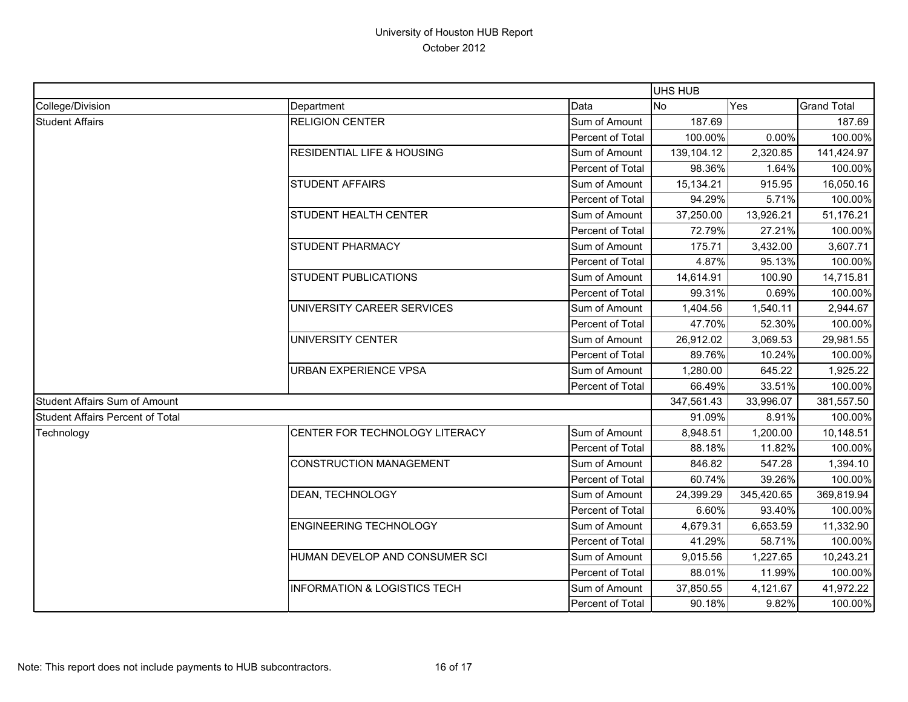University of Houston HUB Report
October 2012

| | | | UHS HUB | | |
|---|---|---|---|---|---|
| College/Division | Department | Data | No | Yes | Grand Total |
| Student Affairs | RELIGION CENTER | Sum of Amount | 187.69 | | 187.69 |
| | | Percent of Total | 100.00% | 0.00% | 100.00% |
| | RESIDENTIAL LIFE & HOUSING | Sum of Amount | 139,104.12 | 2,320.85 | 141,424.97 |
| | | Percent of Total | 98.36% | 1.64% | 100.00% |
| | STUDENT AFFAIRS | Sum of Amount | 15,134.21 | 915.95 | 16,050.16 |
| | | Percent of Total | 94.29% | 5.71% | 100.00% |
| | STUDENT HEALTH CENTER | Sum of Amount | 37,250.00 | 13,926.21 | 51,176.21 |
| | | Percent of Total | 72.79% | 27.21% | 100.00% |
| | STUDENT PHARMACY | Sum of Amount | 175.71 | 3,432.00 | 3,607.71 |
| | | Percent of Total | 4.87% | 95.13% | 100.00% |
| | STUDENT PUBLICATIONS | Sum of Amount | 14,614.91 | 100.90 | 14,715.81 |
| | | Percent of Total | 99.31% | 0.69% | 100.00% |
| | UNIVERSITY CAREER SERVICES | Sum of Amount | 1,404.56 | 1,540.11 | 2,944.67 |
| | | Percent of Total | 47.70% | 52.30% | 100.00% |
| | UNIVERSITY CENTER | Sum of Amount | 26,912.02 | 3,069.53 | 29,981.55 |
| | | Percent of Total | 89.76% | 10.24% | 100.00% |
| | URBAN EXPERIENCE VPSA | Sum of Amount | 1,280.00 | 645.22 | 1,925.22 |
| | | Percent of Total | 66.49% | 33.51% | 100.00% |
| Student Affairs Sum of Amount | | | 347,561.43 | 33,996.07 | 381,557.50 |
| Student Affairs Percent of Total | | | 91.09% | 8.91% | 100.00% |
| Technology | CENTER FOR TECHNOLOGY LITERACY | Sum of Amount | 8,948.51 | 1,200.00 | 10,148.51 |
| | | Percent of Total | 88.18% | 11.82% | 100.00% |
| | CONSTRUCTION MANAGEMENT | Sum of Amount | 846.82 | 547.28 | 1,394.10 |
| | | Percent of Total | 60.74% | 39.26% | 100.00% |
| | DEAN, TECHNOLOGY | Sum of Amount | 24,399.29 | 345,420.65 | 369,819.94 |
| | | Percent of Total | 6.60% | 93.40% | 100.00% |
| | ENGINEERING TECHNOLOGY | Sum of Amount | 4,679.31 | 6,653.59 | 11,332.90 |
| | | Percent of Total | 41.29% | 58.71% | 100.00% |
| | HUMAN DEVELOP AND CONSUMER SCI | Sum of Amount | 9,015.56 | 1,227.65 | 10,243.21 |
| | | Percent of Total | 88.01% | 11.99% | 100.00% |
| | INFORMATION & LOGISTICS TECH | Sum of Amount | 37,850.55 | 4,121.67 | 41,972.22 |
| | | Percent of Total | 90.18% | 9.82% | 100.00% |

Note: This report does not include payments to HUB subcontractors.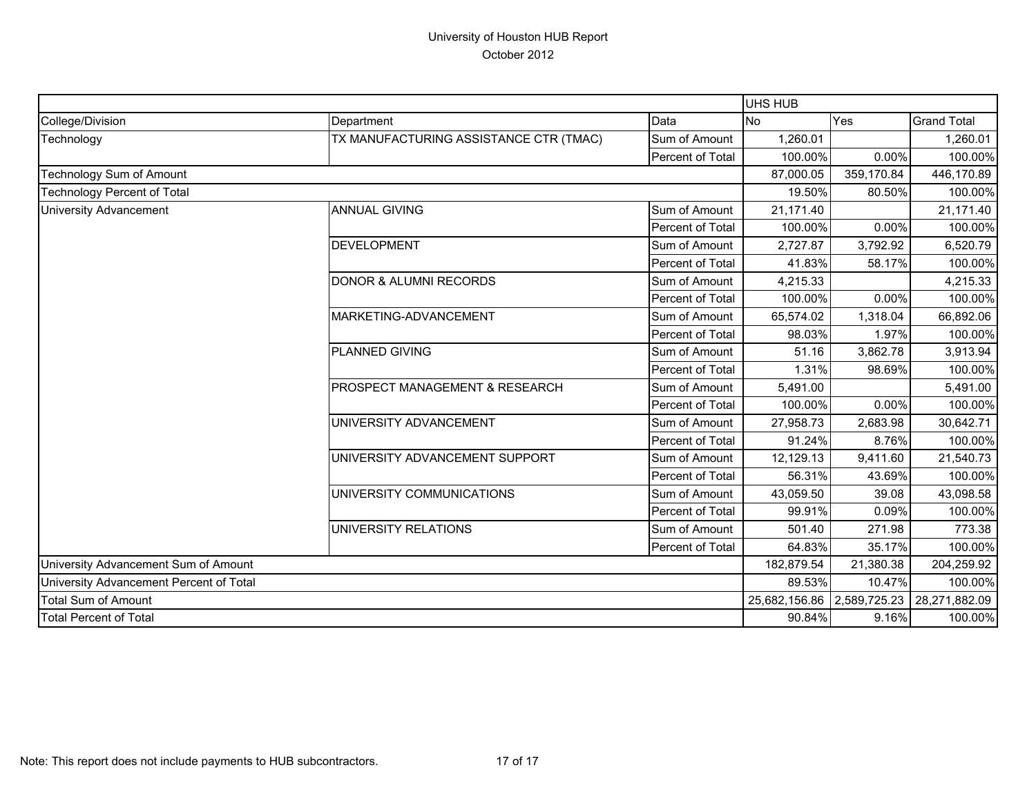University of Houston HUB Report
October 2012

| | | | UHS HUB | | |
|---|---|---|---|---|---|
| College/Division | Department | Data | No | Yes | Grand Total |
| Technology | TX MANUFACTURING ASSISTANCE CTR (TMAC) | Sum of Amount | 1,260.01 | | 1,260.01 |
| | | Percent of Total | 100.00% | 0.00% | 100.00% |
| Technology Sum of Amount | | | 87,000.05 | 359,170.84 | 446,170.89 |
| Technology Percent of Total | | | 19.50% | 80.50% | 100.00% |
| University Advancement | ANNUAL GIVING | Sum of Amount | 21,171.40 | | 21,171.40 |
| | | Percent of Total | 100.00% | 0.00% | 100.00% |
| | DEVELOPMENT | Sum of Amount | 2,727.87 | 3,792.92 | 6,520.79 |
| | | Percent of Total | 41.83% | 58.17% | 100.00% |
| | DONOR & ALUMNI RECORDS | Sum of Amount | 4,215.33 | | 4,215.33 |
| | | Percent of Total | 100.00% | 0.00% | 100.00% |
| | MARKETING-ADVANCEMENT | Sum of Amount | 65,574.02 | 1,318.04 | 66,892.06 |
| | | Percent of Total | 98.03% | 1.97% | 100.00% |
| | PLANNED GIVING | Sum of Amount | 51.16 | 3,862.78 | 3,913.94 |
| | | Percent of Total | 1.31% | 98.69% | 100.00% |
| | PROSPECT MANAGEMENT & RESEARCH | Sum of Amount | 5,491.00 | | 5,491.00 |
| | | Percent of Total | 100.00% | 0.00% | 100.00% |
| | UNIVERSITY ADVANCEMENT | Sum of Amount | 27,958.73 | 2,683.98 | 30,642.71 |
| | | Percent of Total | 91.24% | 8.76% | 100.00% |
| | UNIVERSITY ADVANCEMENT SUPPORT | Sum of Amount | 12,129.13 | 9,411.60 | 21,540.73 |
| | | Percent of Total | 56.31% | 43.69% | 100.00% |
| | UNIVERSITY COMMUNICATIONS | Sum of Amount | 43,059.50 | 39.08 | 43,098.58 |
| | | Percent of Total | 99.91% | 0.09% | 100.00% |
| | UNIVERSITY RELATIONS | Sum of Amount | 501.40 | 271.98 | 773.38 |
| | | Percent of Total | 64.83% | 35.17% | 100.00% |
| University Advancement Sum of Amount | | | 182,879.54 | 21,380.38 | 204,259.92 |
| University Advancement Percent of Total | | | 89.53% | 10.47% | 100.00% |
| Total Sum of Amount | | | 25,682,156.86 | 2,589,725.23 | 28,271,882.09 |
| Total Percent of Total | | | 90.84% | 9.16% | 100.00% |

Note: This report does not include payments to HUB subcontractors.